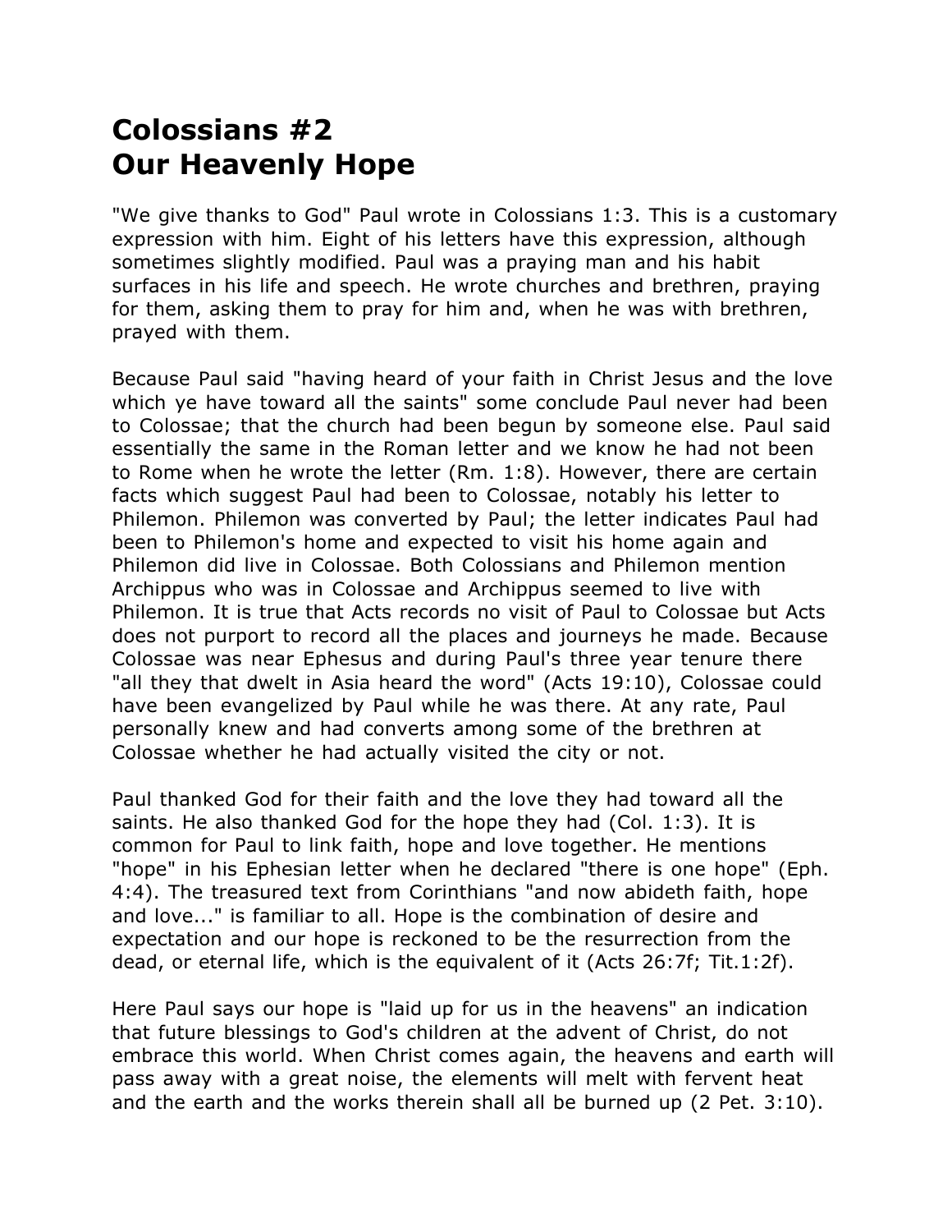# Colossians #2
# Our Heavenly Hope

"We give thanks to God" Paul wrote in Colossians 1:3. This is a customary expression with him. Eight of his letters have this expression, although sometimes slightly modified. Paul was a praying man and his habit surfaces in his life and speech. He wrote churches and brethren, praying for them, asking them to pray for him and, when he was with brethren, prayed with them.

Because Paul said "having heard of your faith in Christ Jesus and the love which ye have toward all the saints" some conclude Paul never had been to Colossae; that the church had been begun by someone else. Paul said essentially the same in the Roman letter and we know he had not been to Rome when he wrote the letter (Rm. 1:8). However, there are certain facts which suggest Paul had been to Colossae, notably his letter to Philemon. Philemon was converted by Paul; the letter indicates Paul had been to Philemon's home and expected to visit his home again and Philemon did live in Colossae. Both Colossians and Philemon mention Archippus who was in Colossae and Archippus seemed to live with Philemon. It is true that Acts records no visit of Paul to Colossae but Acts does not purport to record all the places and journeys he made. Because Colossae was near Ephesus and during Paul's three year tenure there "all they that dwelt in Asia heard the word" (Acts 19:10), Colossae could have been evangelized by Paul while he was there. At any rate, Paul personally knew and had converts among some of the brethren at Colossae whether he had actually visited the city or not.

Paul thanked God for their faith and the love they had toward all the saints. He also thanked God for the hope they had (Col. 1:3). It is common for Paul to link faith, hope and love together. He mentions "hope" in his Ephesian letter when he declared "there is one hope" (Eph. 4:4). The treasured text from Corinthians "and now abideth faith, hope and love..." is familiar to all. Hope is the combination of desire and expectation and our hope is reckoned to be the resurrection from the dead, or eternal life, which is the equivalent of it (Acts 26:7f; Tit.1:2f).

Here Paul says our hope is "laid up for us in the heavens" an indication that future blessings to God's children at the advent of Christ, do not embrace this world. When Christ comes again, the heavens and earth will pass away with a great noise, the elements will melt with fervent heat and the earth and the works therein shall all be burned up (2 Pet. 3:10).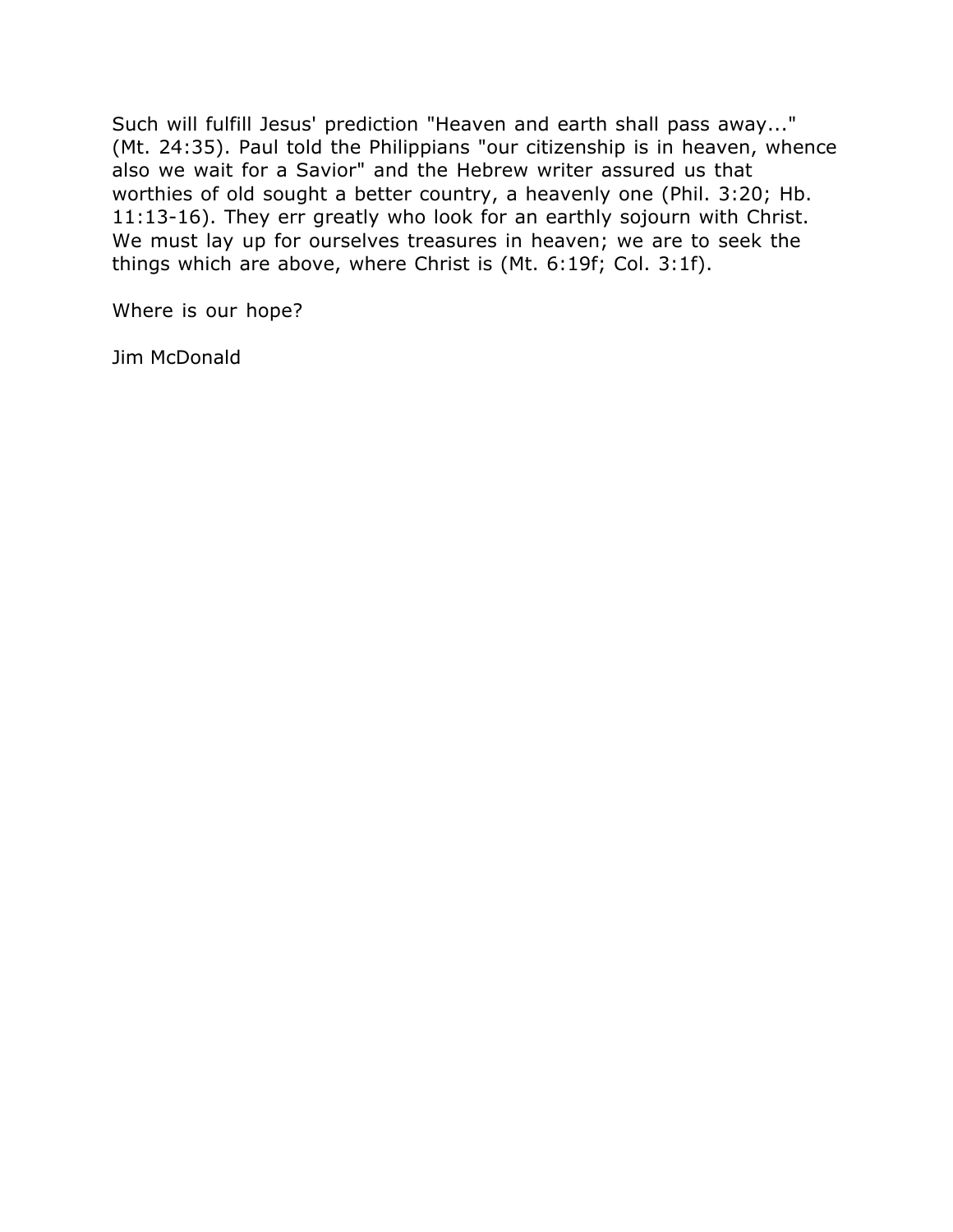Such will fulfill Jesus' prediction "Heaven and earth shall pass away..." (Mt. 24:35). Paul told the Philippians "our citizenship is in heaven, whence also we wait for a Savior" and the Hebrew writer assured us that worthies of old sought a better country, a heavenly one (Phil. 3:20; Hb. 11:13-16). They err greatly who look for an earthly sojourn with Christ. We must lay up for ourselves treasures in heaven; we are to seek the things which are above, where Christ is (Mt. 6:19f; Col. 3:1f).

Where is our hope?

Jim McDonald